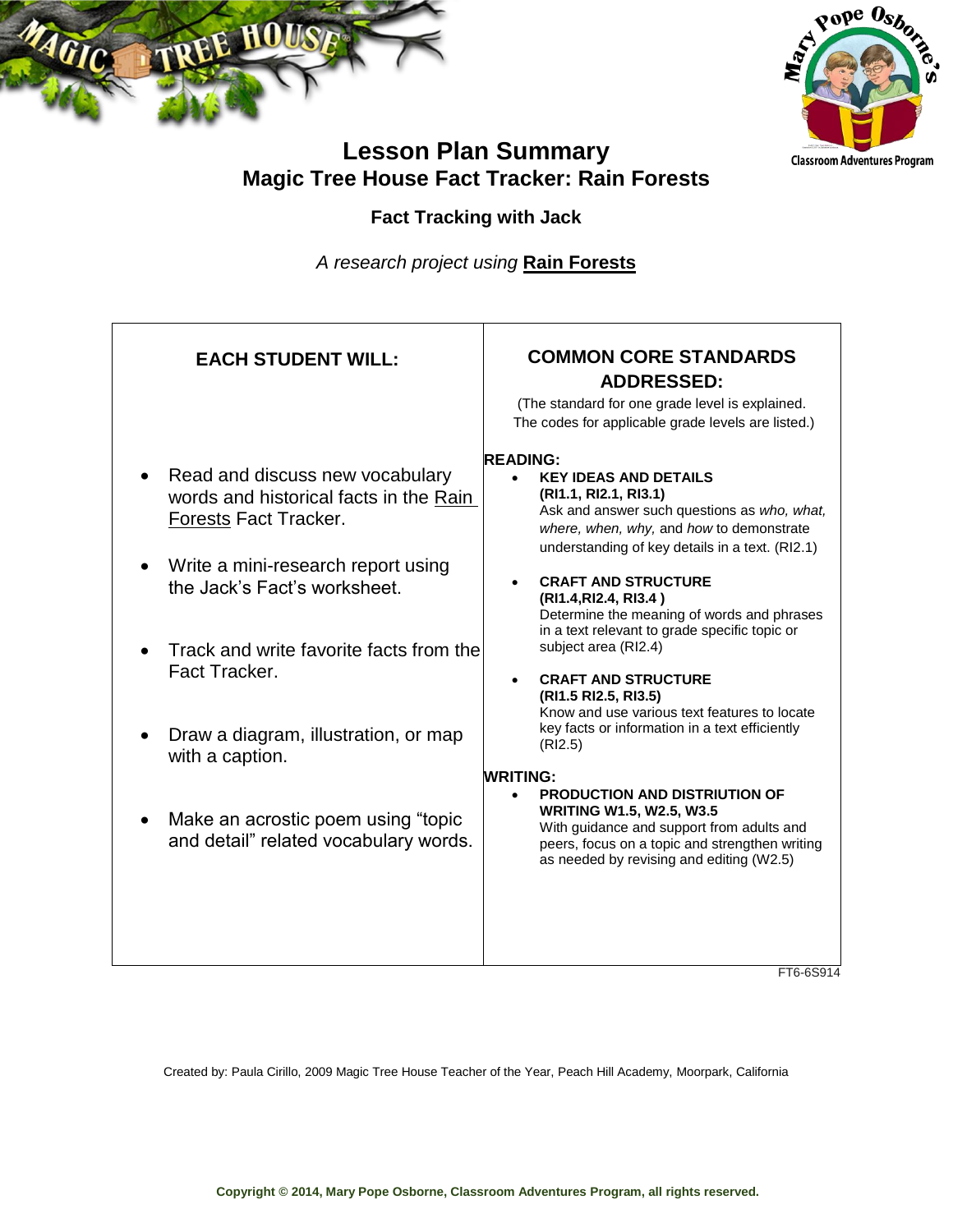# Lesson Plan Summary

## Magic Tree House Fact Tracker: Rain Forests

### Fact Tracking with Jack

*A research project using* **Rain Forests**

| EACH STUDENT WILL: | COMMON CORE STANDARDS ADDRESSED: |
|---|---|
| • Read and discuss new vocabulary words and historical facts in the Rain Forests Fact Tracker.<br><br>• Write a mini-research report using the Jack's Fact's worksheet.<br><br>• Track and write favorite facts from the Fact Tracker.<br><br>• Draw a diagram, illustration, or map with a caption.<br><br>• Make an acrostic poem using "topic and detail" related vocabulary words. | (The standard for one grade level is explained. The codes for applicable grade levels are listed.)<br><br>**READING:**<br>• **KEY IDEAS AND DETAILS (RI1.1, RI2.1, RI3.1)** Ask and answer such questions as *who, what, where, when, why,* and *how* to demonstrate understanding of key details in a text. (RI2.1)<br><br>• **CRAFT AND STRUCTURE (RI1.4,RI2.4, RI3.4 )** Determine the meaning of words and phrases in a text relevant to grade specific topic or subject area (RI2.4)<br><br>• **CRAFT AND STRUCTURE (RI1.5 RI2.5, RI3.5)** Know and use various text features to locate key facts or information in a text efficiently (RI2.5)<br><br>**WRITING:**<br>• **PRODUCTION AND DISTRIUTION OF WRITING W1.5, W2.5, W3.5** With guidance and support from adults and peers, focus on a topic and strengthen writing as needed by revising and editing (W2.5) |

FT6-6S914

Created by: Paula Cirillo, 2009 Magic Tree House Teacher of the Year, Peach Hill Academy, Moorpark, California

**Copyright © 2014, Mary Pope Osborne, Classroom Adventures Program, all rights reserved.**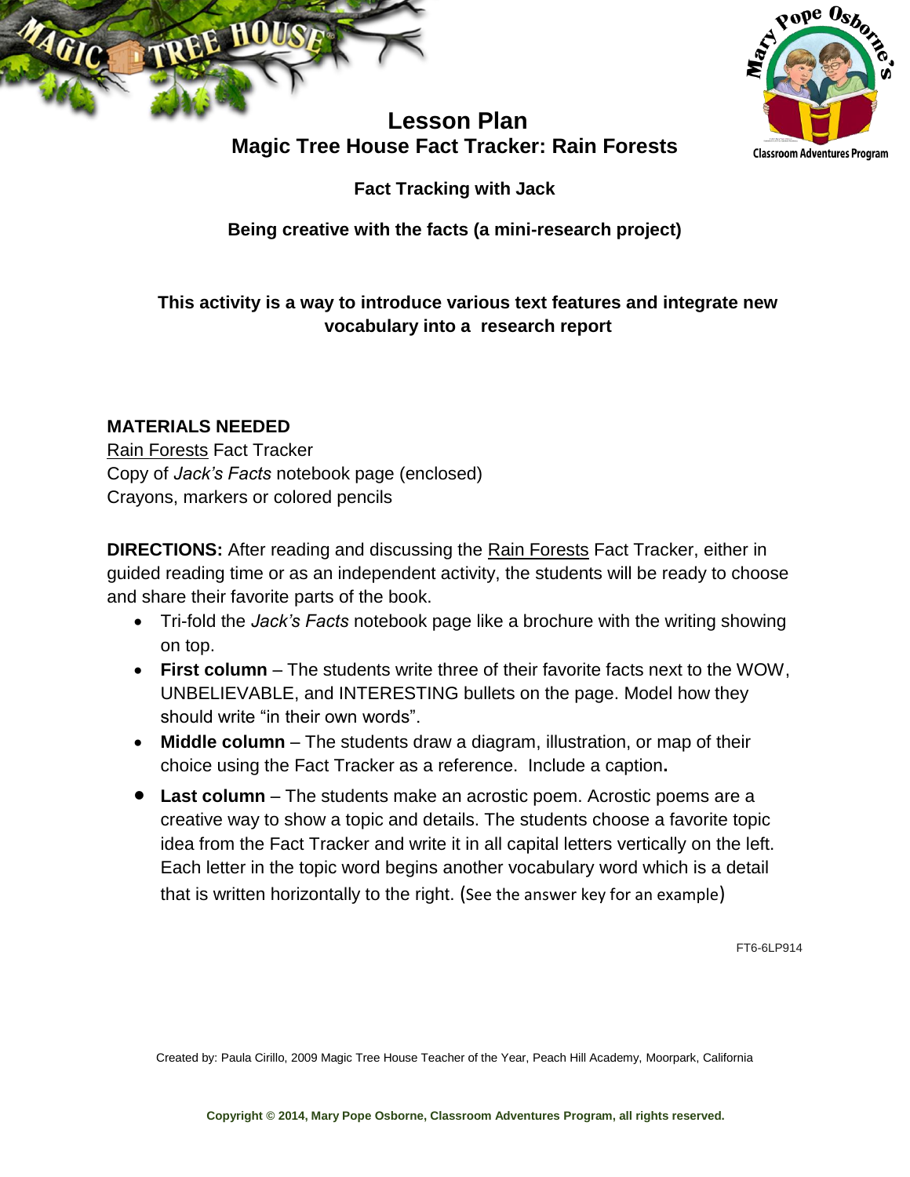# Lesson Plan
## Magic Tree House Fact Tracker: Rain Forests

### Fact Tracking with Jack

### Being creative with the facts (a mini-research project)

**This activity is a way to introduce various text features and integrate new vocabulary into a research report**

**MATERIALS NEEDED**

Rain Forests Fact Tracker
Copy of *Jack's Facts* notebook page (enclosed)
Crayons, markers or colored pencils

**DIRECTIONS:** After reading and discussing the Rain Forests Fact Tracker, either in guided reading time or as an independent activity, the students will be ready to choose and share their favorite parts of the book.

- Tri-fold the *Jack's Facts* notebook page like a brochure with the writing showing on top.
- **First column** – The students write three of their favorite facts next to the WOW, UNBELIEVABLE, and INTERESTING bullets on the page. Model how they should write "in their own words".
- **Middle column** – The students draw a diagram, illustration, or map of their choice using the Fact Tracker as a reference. Include a caption**.**
- **Last column** – The students make an acrostic poem. Acrostic poems are a creative way to show a topic and details. The students choose a favorite topic idea from the Fact Tracker and write it in all capital letters vertically on the left. Each letter in the topic word begins another vocabulary word which is a detail that is written horizontally to the right. (See the answer key for an example)

FT6-6LP914

Created by: Paula Cirillo, 2009 Magic Tree House Teacher of the Year, Peach Hill Academy, Moorpark, California

**Copyright © 2014, Mary Pope Osborne, Classroom Adventures Program, all rights reserved.**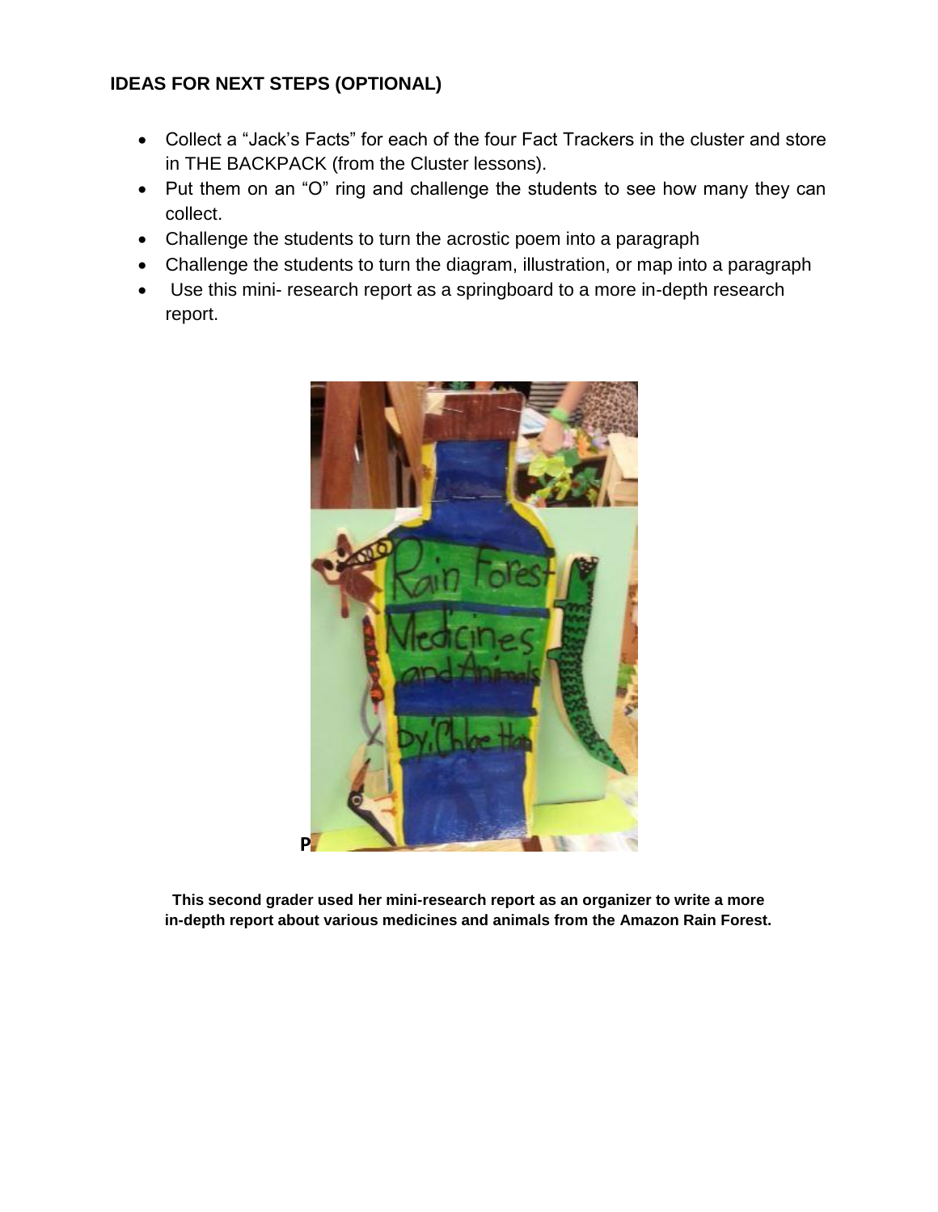**IDEAS FOR NEXT STEPS (OPTIONAL)**

- Collect a "Jack's Facts" for each of the four Fact Trackers in the cluster and store in THE BACKPACK (from the Cluster lessons).
- Put them on an "O" ring and challenge the students to see how many they can collect.
- Challenge the students to turn the acrostic poem into a paragraph
- Challenge the students to turn the diagram, illustration, or map into a paragraph
- Use this mini- research report as a springboard to a more in-depth research report.

**This second grader used her mini-research report as an organizer to write a more in-depth report about various medicines and animals from the Amazon Rain Forest.**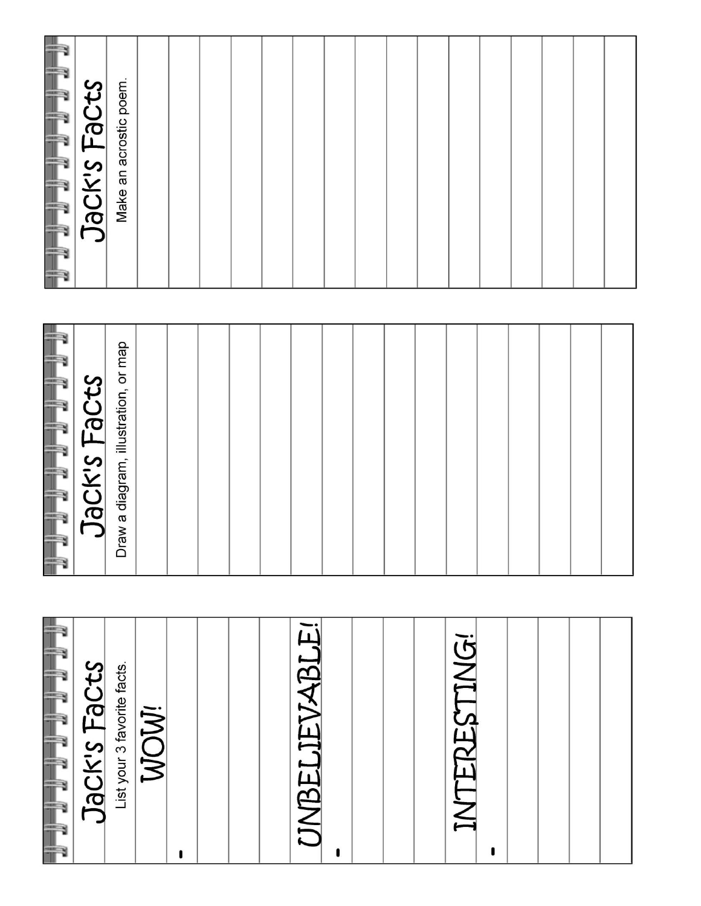## Jack's Facts

List your 3 favorite facts.

WOW!

-

UNBELIEVABLE!

-

INTERESTING!

-

## Jack's Facts

Draw a diagram, illustration, or map

## Jack's Facts

Make an acrostic poem.